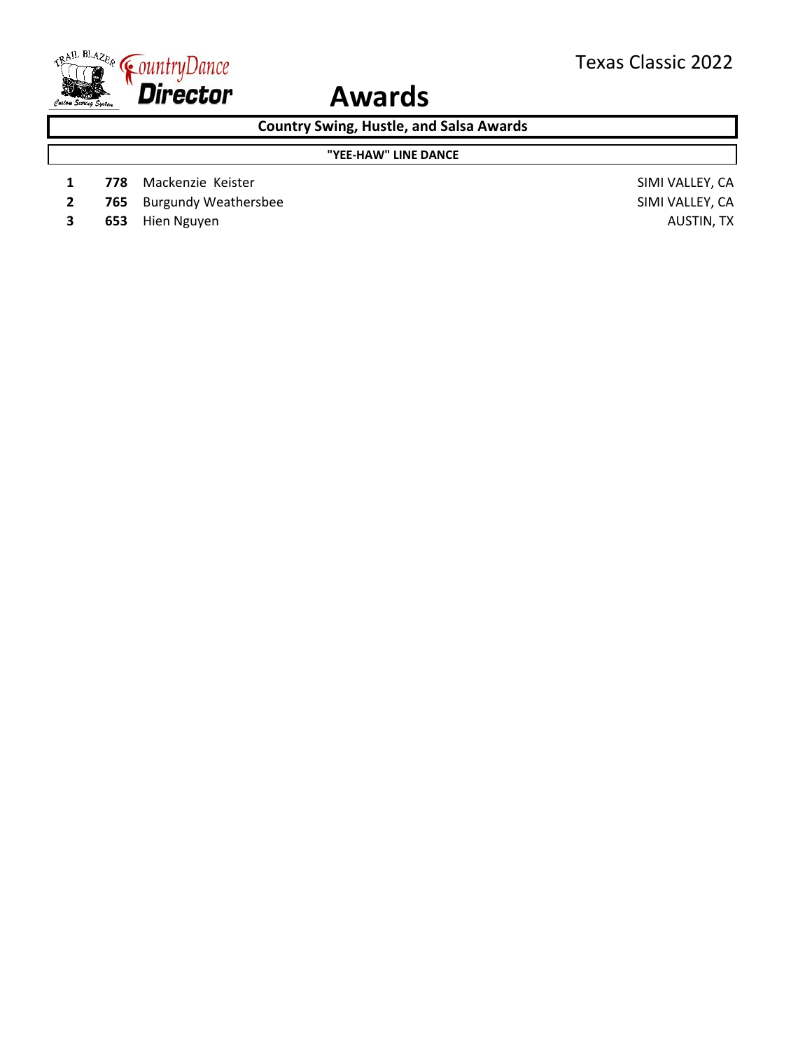# Awards

Texas Classic 2022

## Country Swing, Hustle, and Salsa Awards

### "YEE-HAW" LINE DANCE

| Place | No. | Name | Location |
|---|---|---|---|
| 1 | **778** | Mackenzie Keister | SIMI VALLEY, CA |
| 2 | **765** | Burgundy Weathersbee | SIMI VALLEY, CA |
| 3 | **653** | Hien Nguyen | AUSTIN, TX |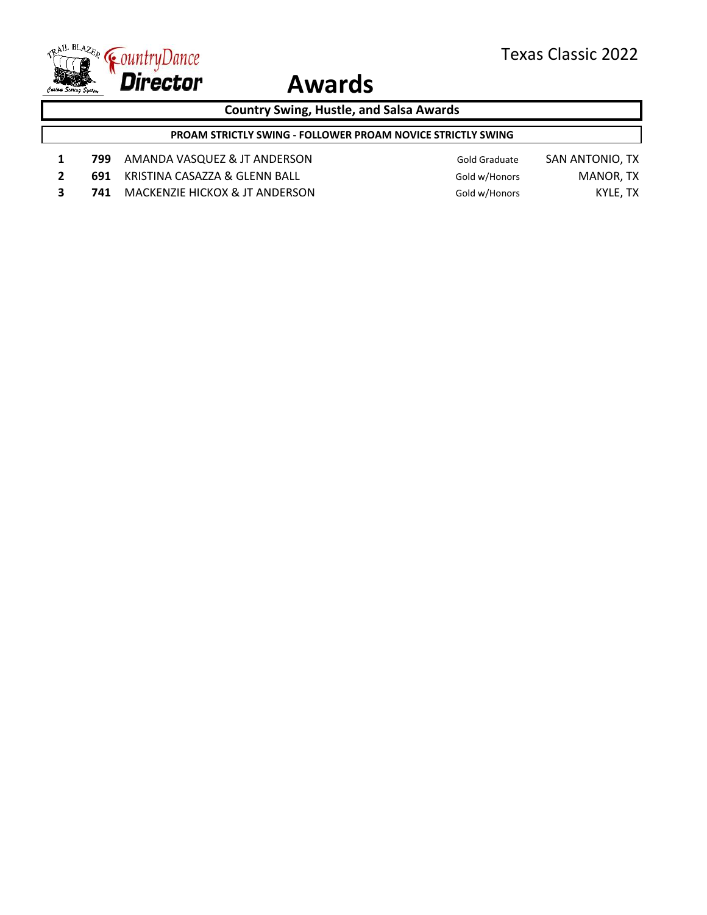# Awards

Texas Classic 2022

## Country Swing, Hustle, and Salsa Awards

### PROAM STRICTLY SWING - FOLLOWER PROAM NOVICE STRICTLY SWING

| Place | No. | Couple | Award | Location |
|---|---|---|---|---|
| 1 | 799 | AMANDA VASQUEZ & JT ANDERSON | Gold Graduate | SAN ANTONIO, TX |
| 2 | 691 | KRISTINA CASAZZA & GLENN BALL | Gold w/Honors | MANOR, TX |
| 3 | 741 | MACKENZIE HICKOX & JT ANDERSON | Gold w/Honors | KYLE, TX |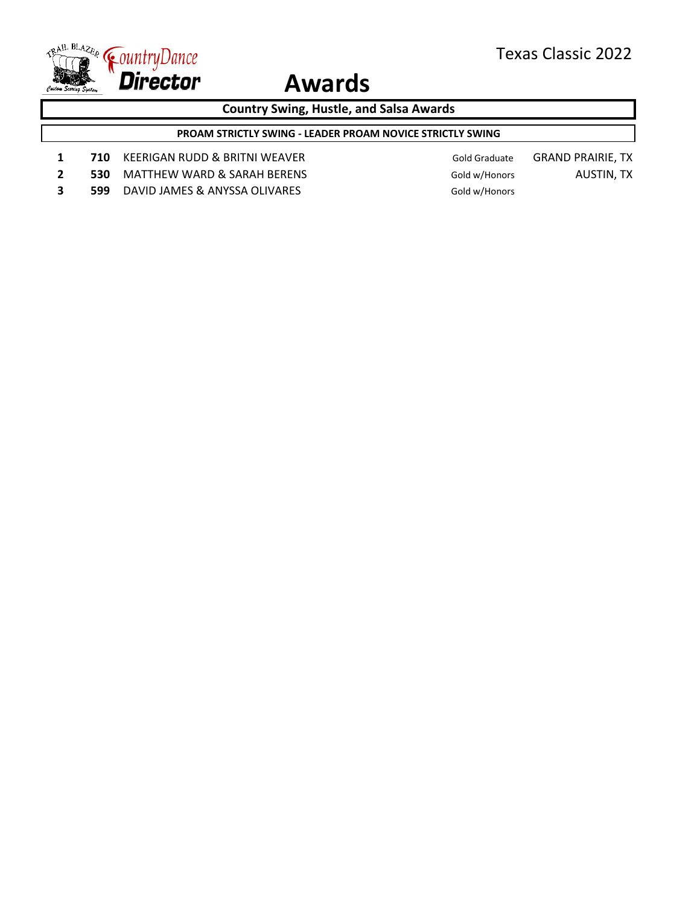# Awards

Texas Classic 2022

## Country Swing, Hustle, and Salsa Awards

### PROAM STRICTLY SWING - LEADER PROAM NOVICE STRICTLY SWING

| Place | No. | Couple | Award | Location |
|---|---|---|---|---|
| 1 | 710 | KEERIGAN RUDD & BRITNI WEAVER | Gold Graduate | GRAND PRAIRIE, TX |
| 2 | 530 | MATTHEW WARD & SARAH BERENS | Gold w/Honors | AUSTIN, TX |
| 3 | 599 | DAVID JAMES & ANYSSA OLIVARES | Gold w/Honors | |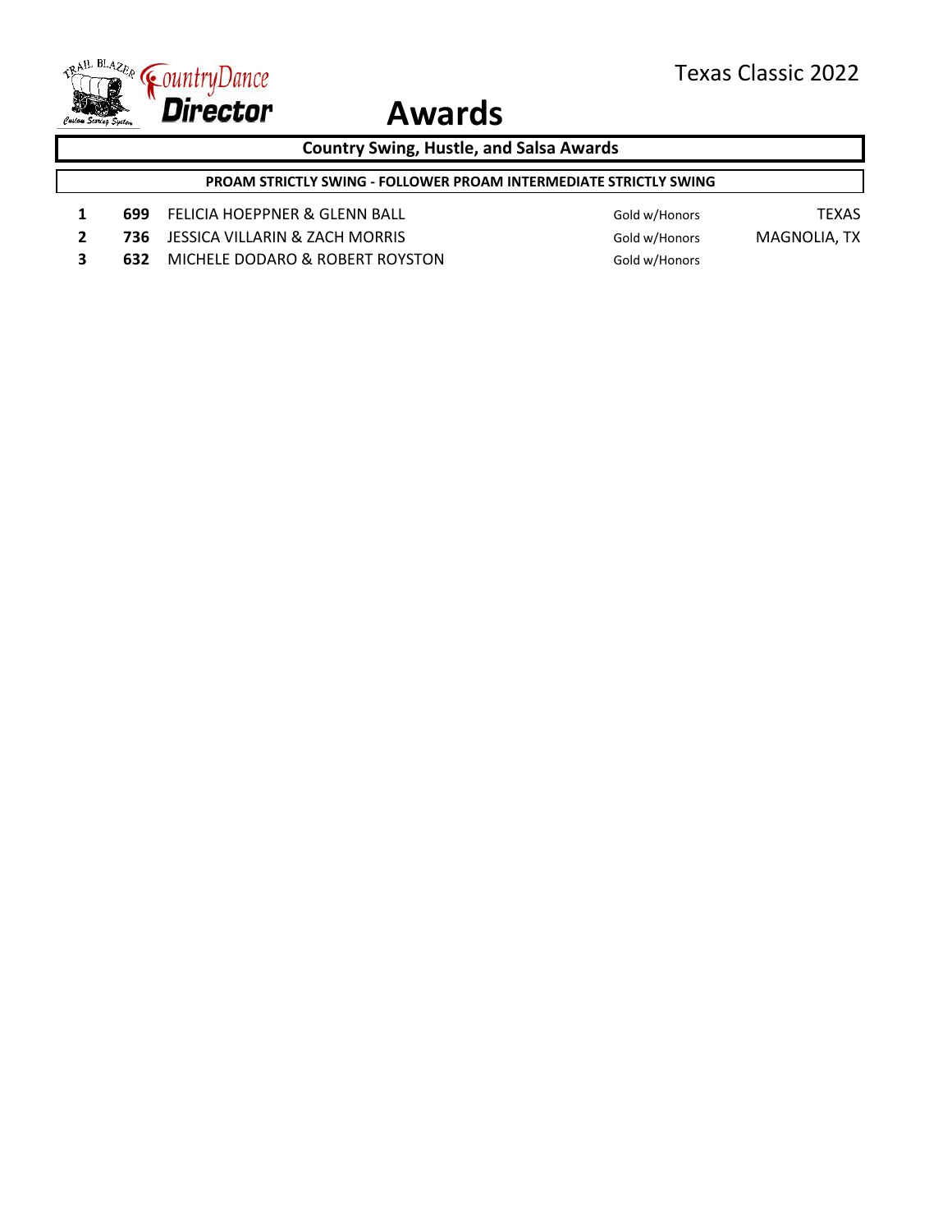Texas Classic 2022

# Awards

## Country Swing, Hustle, and Salsa Awards

### PROAM STRICTLY SWING - FOLLOWER PROAM INTERMEDIATE STRICTLY SWING

| Place | No. | Couple | Award | Location |
|---|---|---|---|---|
| 1 | **699** | FELICIA HOEPPNER & GLENN BALL | Gold w/Honors | TEXAS |
| 2 | **736** | JESSICA VILLARIN & ZACH MORRIS | Gold w/Honors | MAGNOLIA, TX |
| 3 | **632** | MICHELE DODARO & ROBERT ROYSTON | Gold w/Honors | |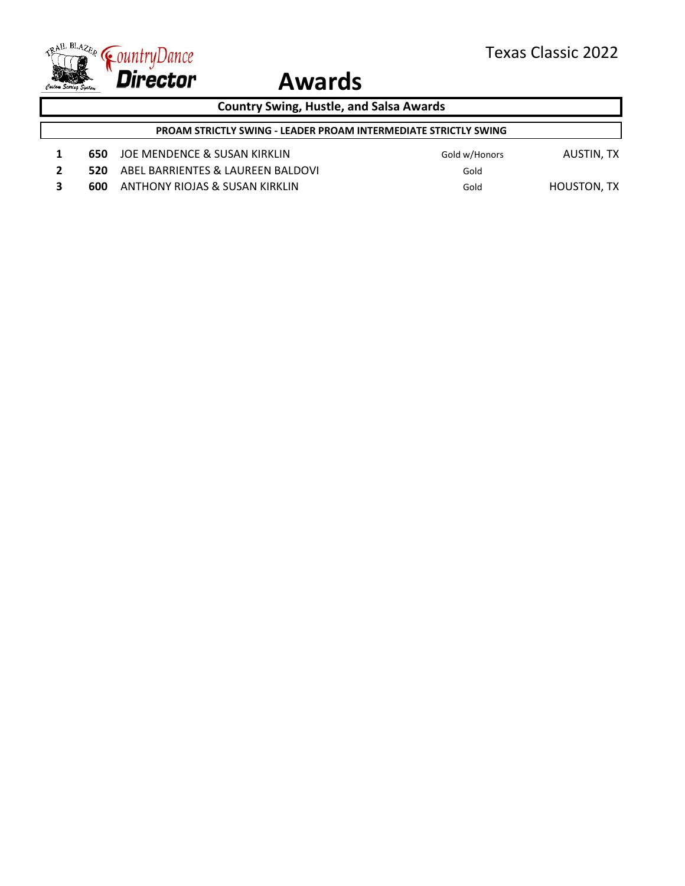# Awards

Texas Classic 2022

## Country Swing, Hustle, and Salsa Awards

### PROAM STRICTLY SWING - LEADER PROAM INTERMEDIATE STRICTLY SWING

| Place | Number | Couple | Award | Location |
|---|---|---|---|---|
| 1 | 650 | JOE MENDENCE & SUSAN KIRKLIN | Gold w/Honors | AUSTIN, TX |
| 2 | 520 | ABEL BARRIENTES & LAUREEN BALDOVI | Gold | |
| 3 | 600 | ANTHONY RIOJAS & SUSAN KIRKLIN | Gold | HOUSTON, TX |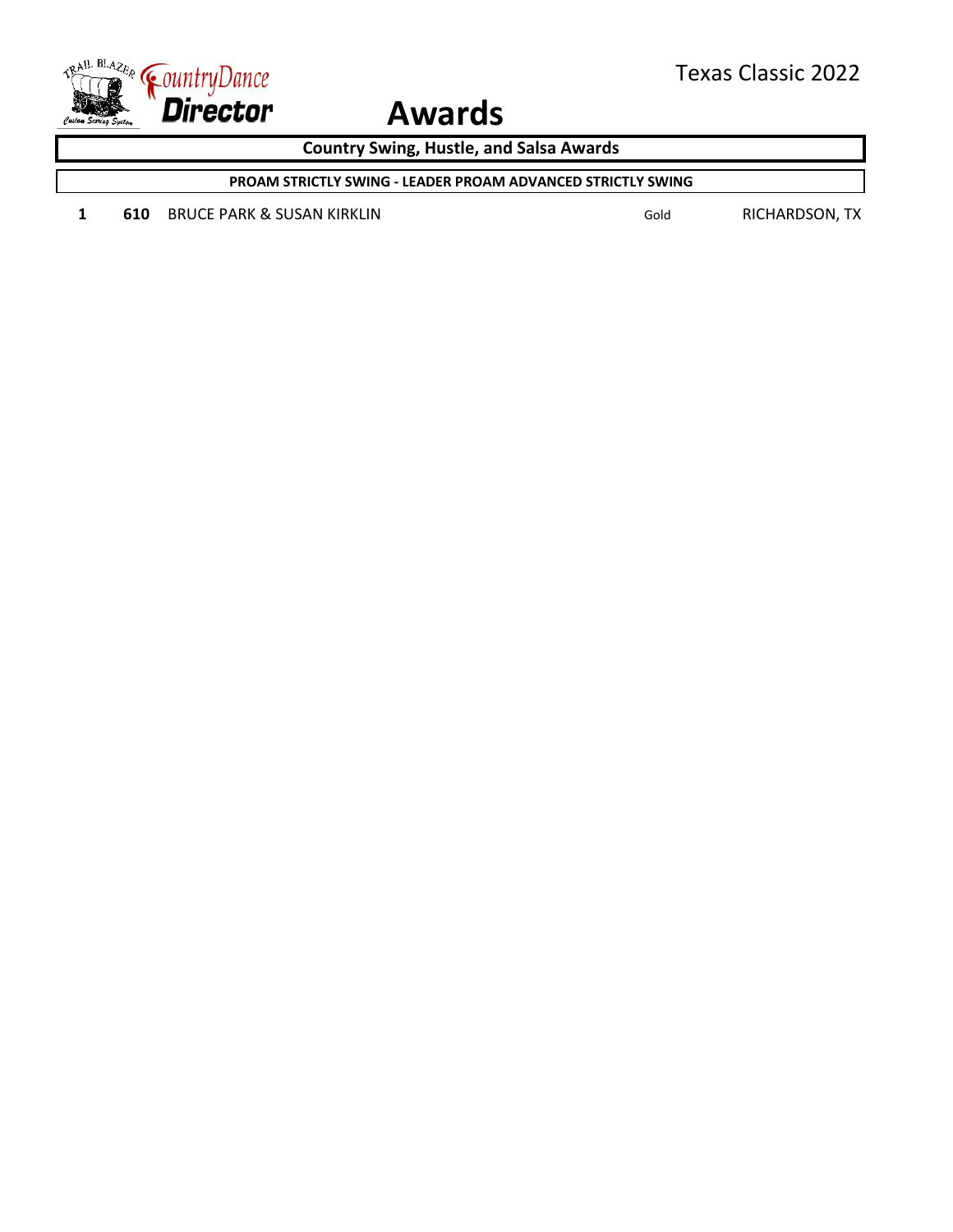# Awards

## Country Swing, Hustle, and Salsa Awards

### PROAM STRICTLY SWING - LEADER PROAM ADVANCED STRICTLY SWING

| | | | | |
|---|---|---|---|---|
| 1 | **610** | BRUCE PARK & SUSAN KIRKLIN | Gold | RICHARDSON, TX |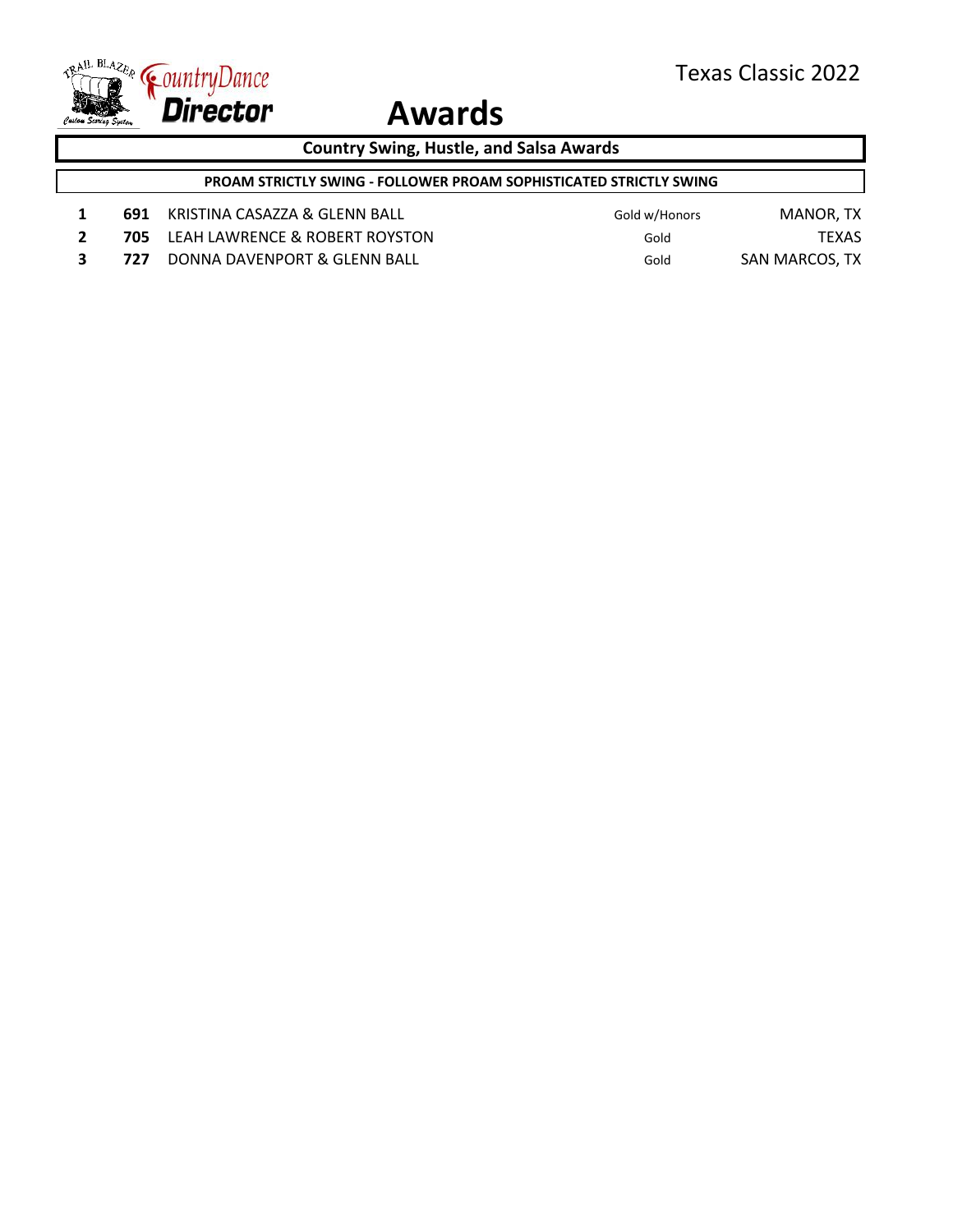# Awards

Texas Classic 2022

## Country Swing, Hustle, and Salsa Awards

### PROAM STRICTLY SWING - FOLLOWER PROAM SOPHISTICATED STRICTLY SWING

| Place | No. | Couple | Award | Location |
|---|---|---|---|---|
| 1 | 691 | KRISTINA CASAZZA & GLENN BALL | Gold w/Honors | MANOR, TX |
| 2 | 705 | LEAH LAWRENCE & ROBERT ROYSTON | Gold | TEXAS |
| 3 | 727 | DONNA DAVENPORT & GLENN BALL | Gold | SAN MARCOS, TX |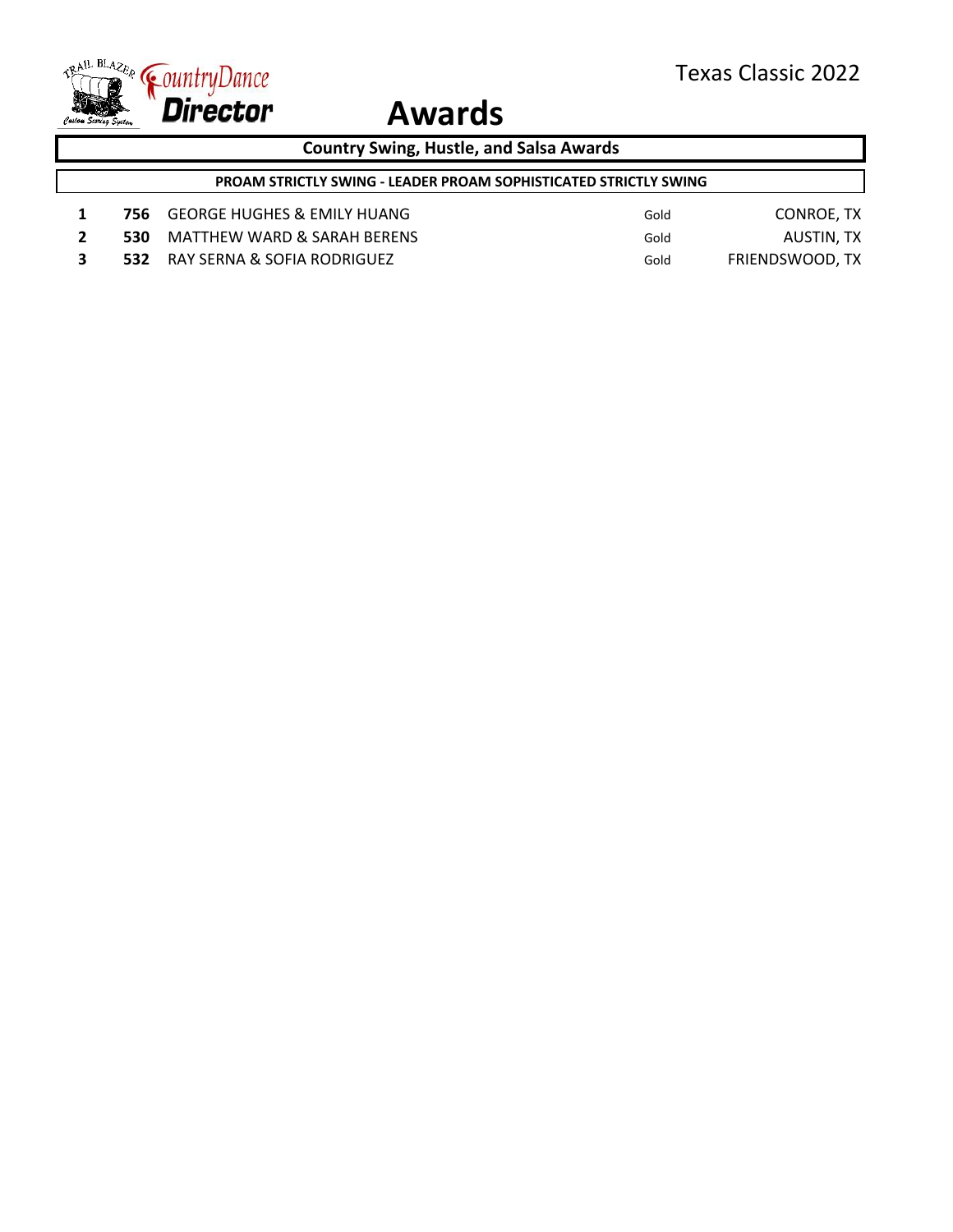# Awards

Texas Classic 2022

## Country Swing, Hustle, and Salsa Awards

### PROAM STRICTLY SWING - LEADER PROAM SOPHISTICATED STRICTLY SWING

| Place | No. | Couple | Level | Location |
|---|---|---|---|---|
| 1 | **756** | GEORGE HUGHES & EMILY HUANG | Gold | CONROE, TX |
| 2 | **530** | MATTHEW WARD & SARAH BERENS | Gold | AUSTIN, TX |
| 3 | **532** | RAY SERNA & SOFIA RODRIGUEZ | Gold | FRIENDSWOOD, TX |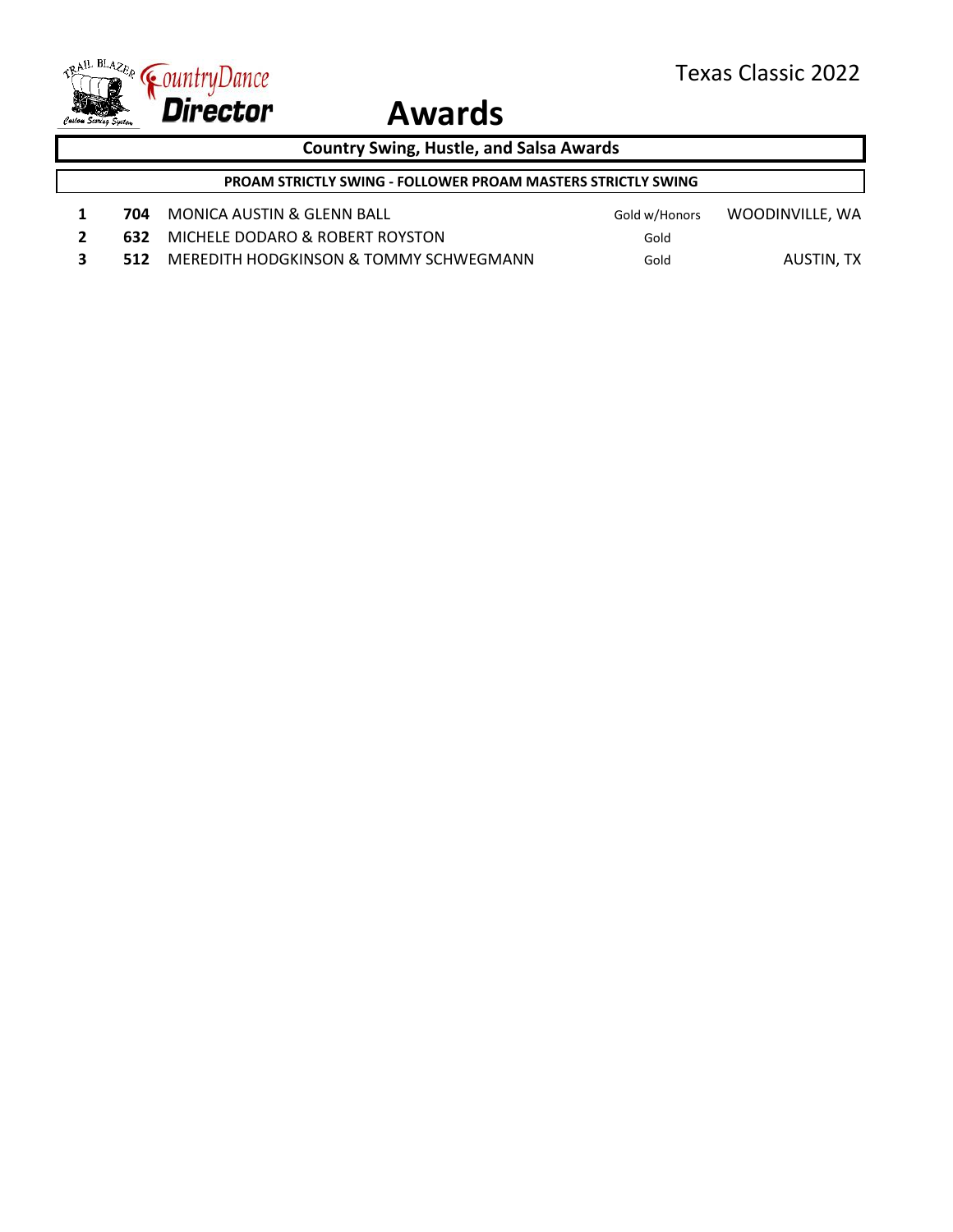# Awards

Texas Classic 2022

## Country Swing, Hustle, and Salsa Awards

### PROAM STRICTLY SWING - FOLLOWER PROAM MASTERS STRICTLY SWING

| Place | No. | Couple | Award | Location |
|---|---|---|---|---|
| 1 | 704 | MONICA AUSTIN & GLENN BALL | Gold w/Honors | WOODINVILLE, WA |
| 2 | 632 | MICHELE DODARO & ROBERT ROYSTON | Gold | |
| 3 | 512 | MEREDITH HODGKINSON & TOMMY SCHWEGMANN | Gold | AUSTIN, TX |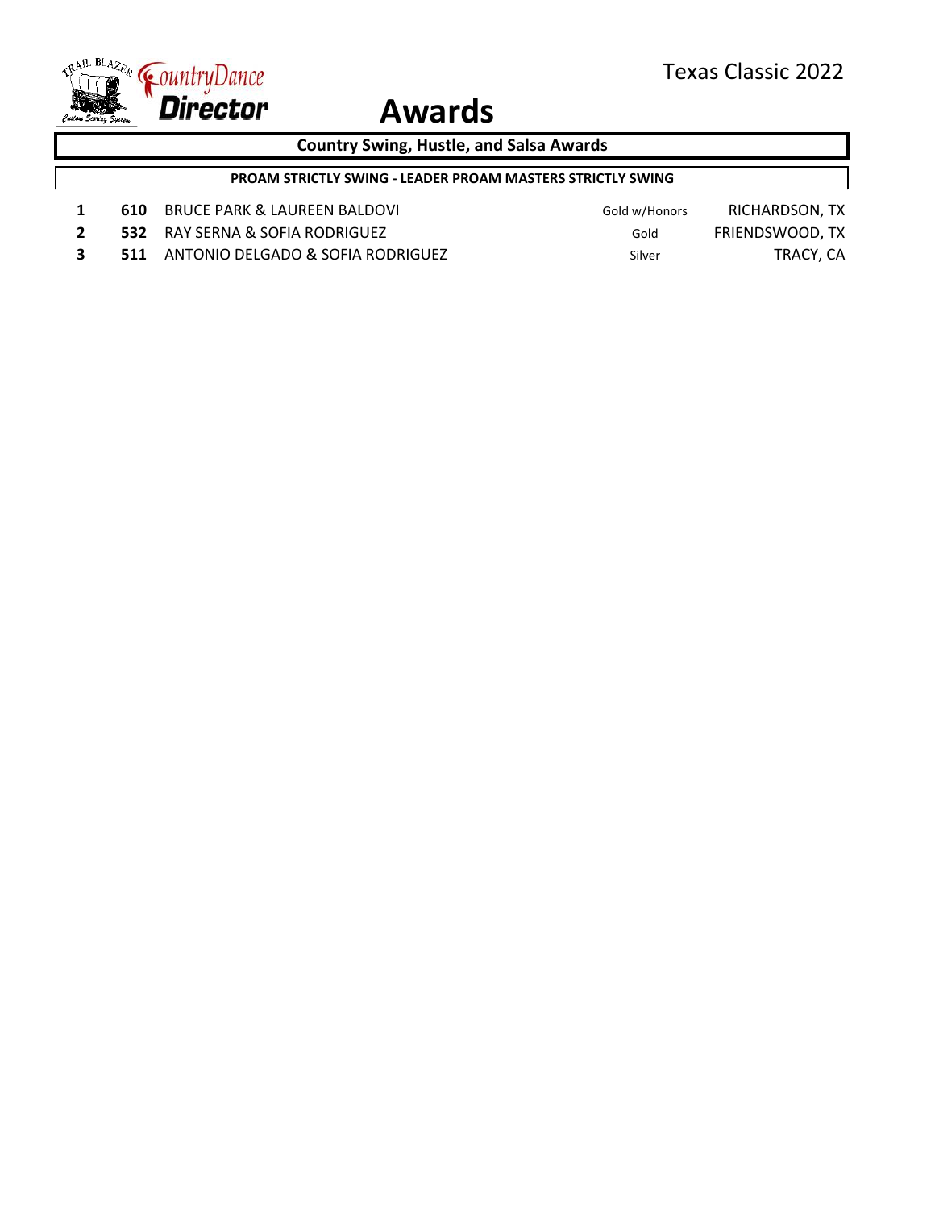Texas Classic 2022

# Awards

## Country Swing, Hustle, and Salsa Awards

### PROAM STRICTLY SWING - LEADER PROAM MASTERS STRICTLY SWING

| | | | | |
|---|---|---|---|---|
| 1 | **610** | BRUCE PARK & LAUREEN BALDOVI | Gold w/Honors | RICHARDSON, TX |
| 2 | **532** | RAY SERNA & SOFIA RODRIGUEZ | Gold | FRIENDSWOOD, TX |
| 3 | **511** | ANTONIO DELGADO & SOFIA RODRIGUEZ | Silver | TRACY, CA |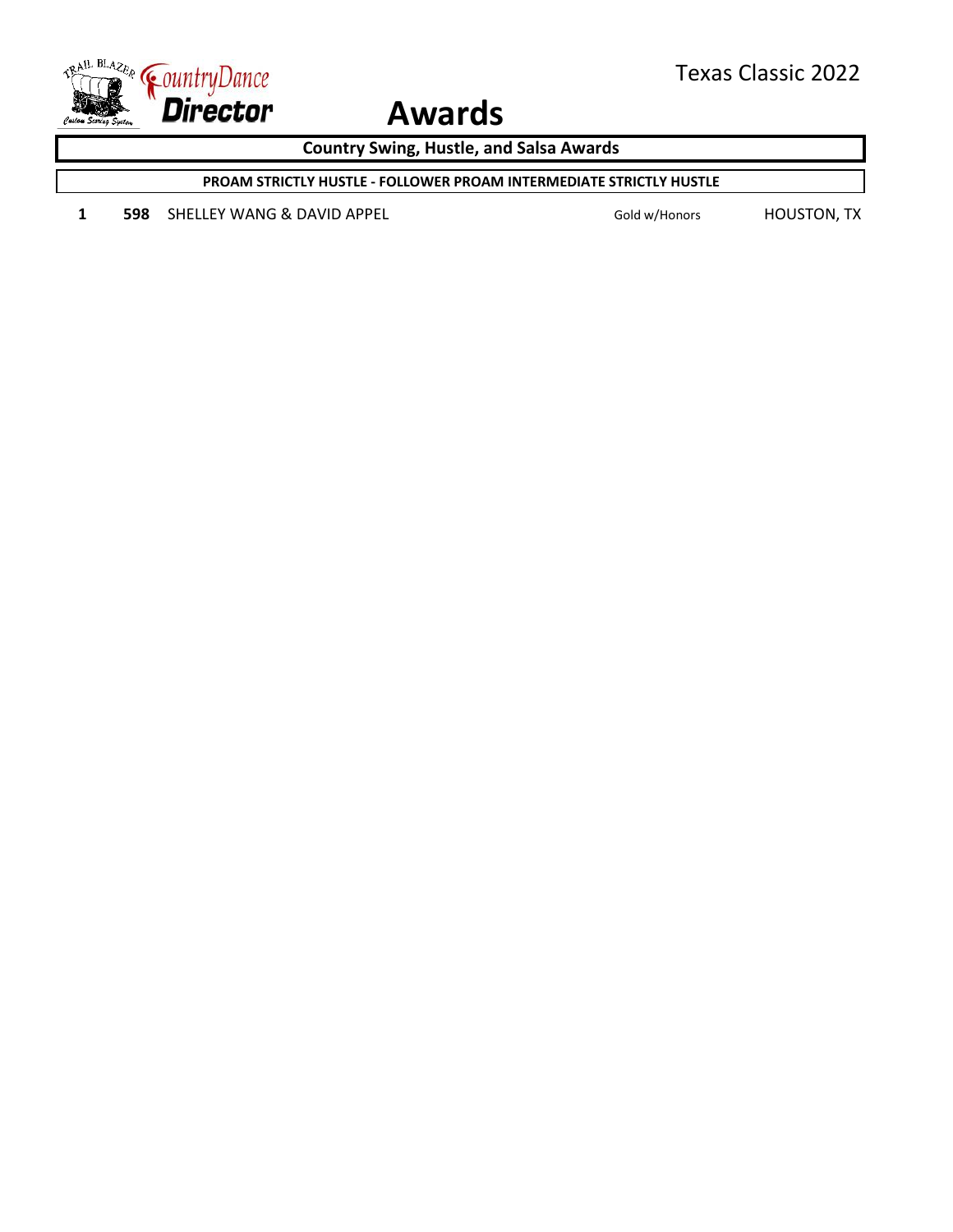## Awards

### Country Swing, Hustle, and Salsa Awards

#### PROAM STRICTLY HUSTLE - FOLLOWER PROAM INTERMEDIATE STRICTLY HUSTLE

| Place | No. | Couple | Award | Location |
|---|---|---|---|---|
| 1 | 598 | SHELLEY WANG & DAVID APPEL | Gold w/Honors | HOUSTON, TX |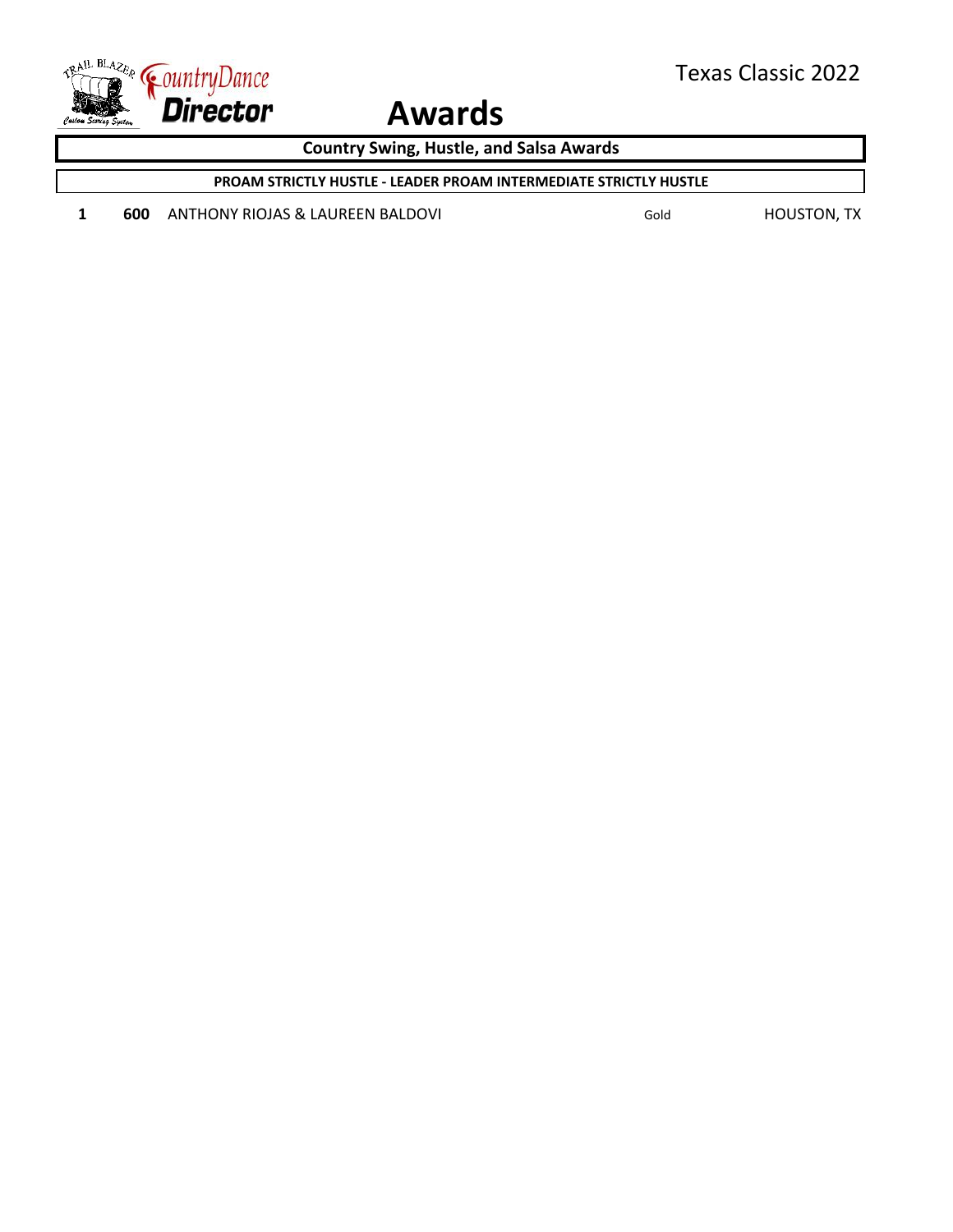# Awards

Texas Classic 2022

## Country Swing, Hustle, and Salsa Awards

### PROAM STRICTLY HUSTLE - LEADER PROAM INTERMEDIATE STRICTLY HUSTLE

| Place | No. | Couple | Award | Location |
|---|---|---|---|---|
| 1 | 600 | ANTHONY RIOJAS & LAUREEN BALDOVI | Gold | HOUSTON, TX |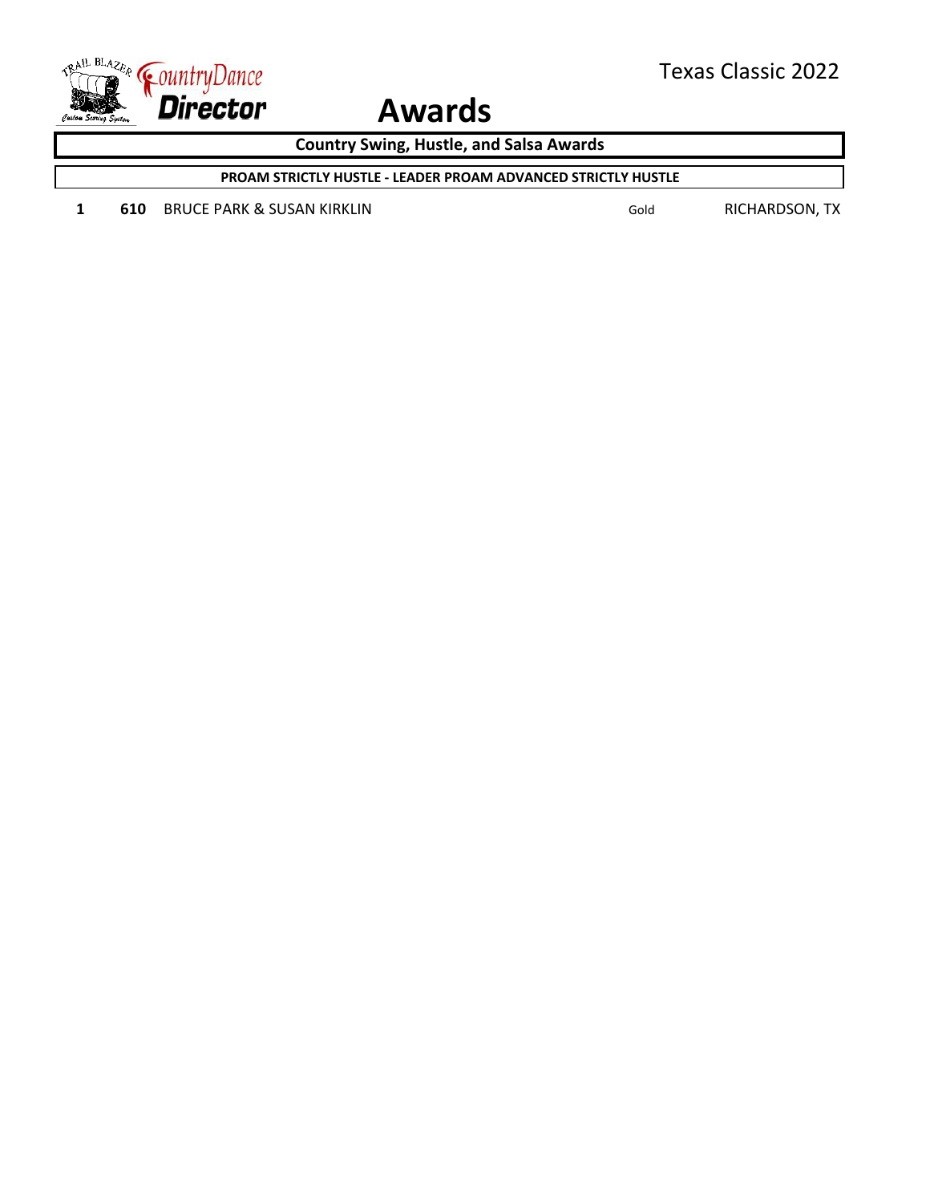# Awards

## Country Swing, Hustle, and Salsa Awards

### PROAM STRICTLY HUSTLE - LEADER PROAM ADVANCED STRICTLY HUSTLE

| | | | | |
|---|---|---|---|---|
| **1** | **610** | BRUCE PARK & SUSAN KIRKLIN | Gold | RICHARDSON, TX |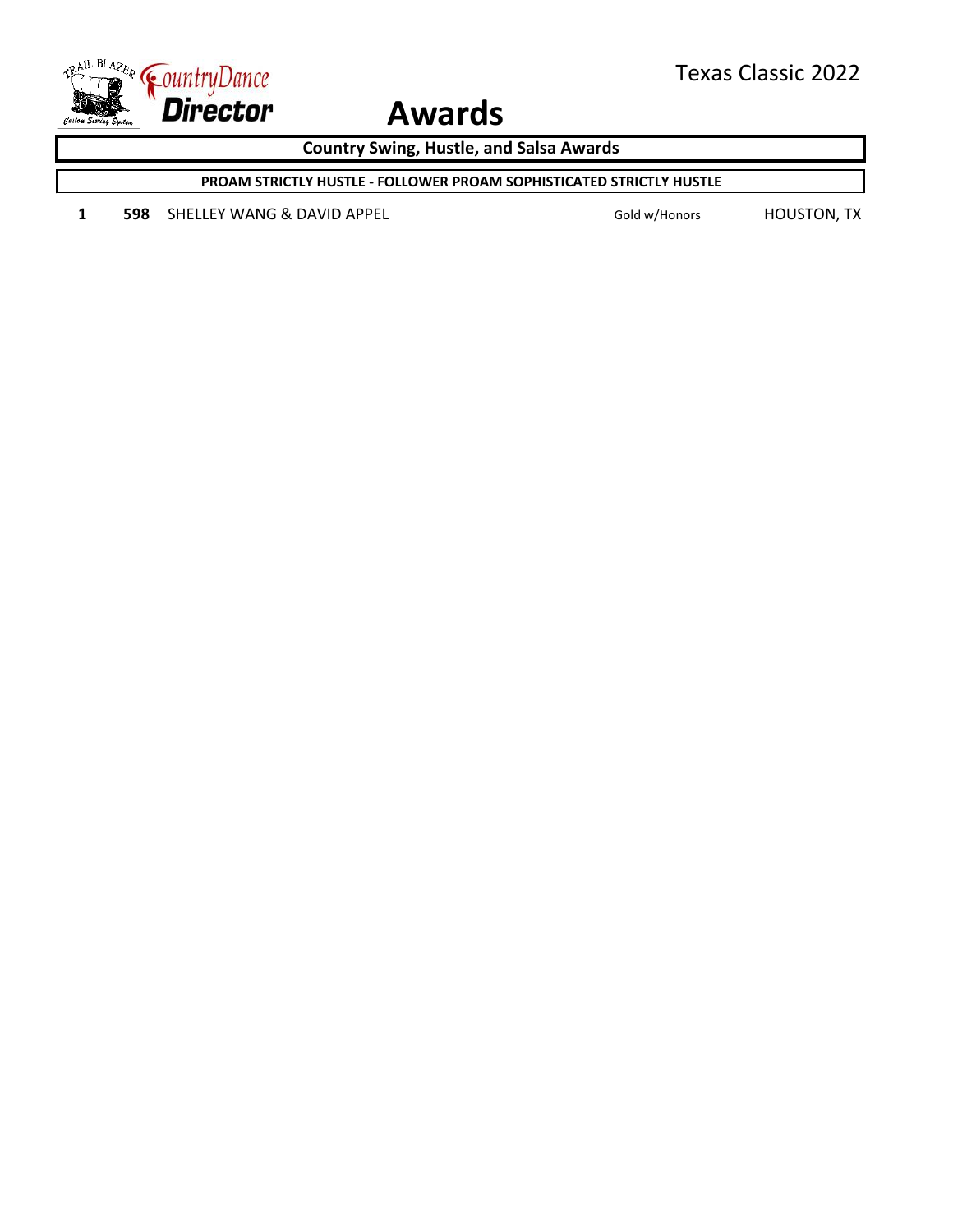# Awards

Texas Classic 2022

## Country Swing, Hustle, and Salsa Awards

### PROAM STRICTLY HUSTLE - FOLLOWER PROAM SOPHISTICATED STRICTLY HUSTLE

| | | | | |
|---|---|---|---|---|
| **1** | **598** | SHELLEY WANG & DAVID APPEL | Gold w/Honors | HOUSTON, TX |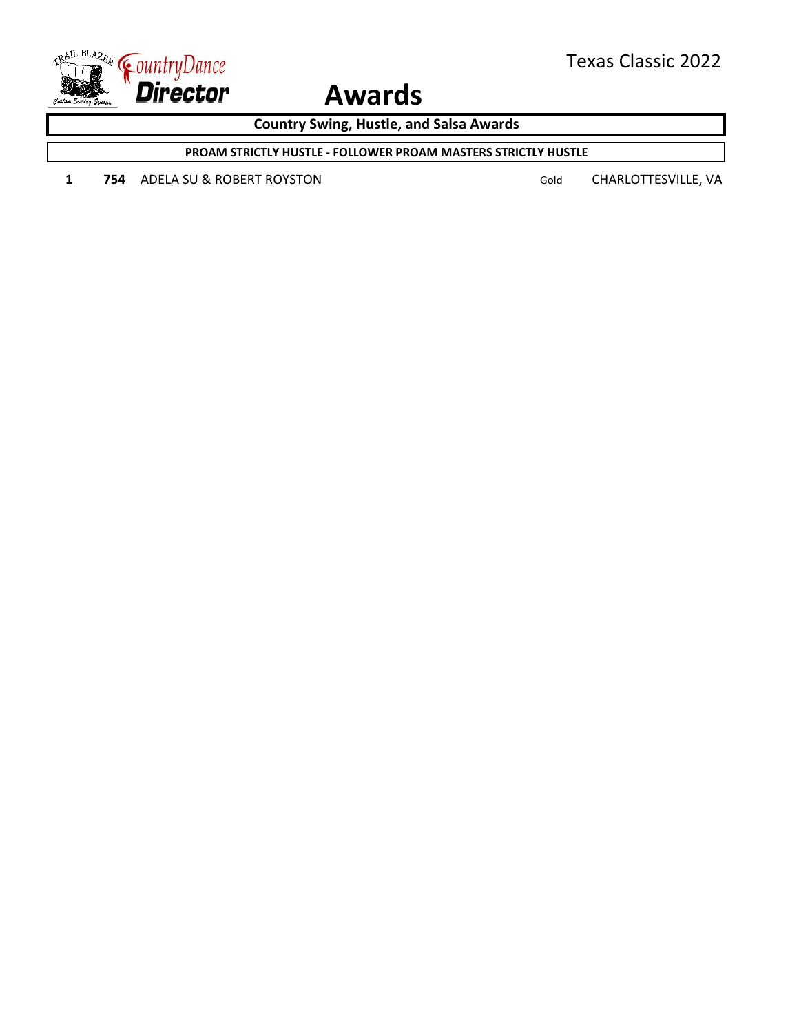Texas Classic 2022

# Awards

## Country Swing, Hustle, and Salsa Awards

### PROAM STRICTLY HUSTLE - FOLLOWER PROAM MASTERS STRICTLY HUSTLE

| | | | | |
|---|---|---|---|---|
| **1** | **754** | ADELA SU & ROBERT ROYSTON | Gold | CHARLOTTESVILLE, VA |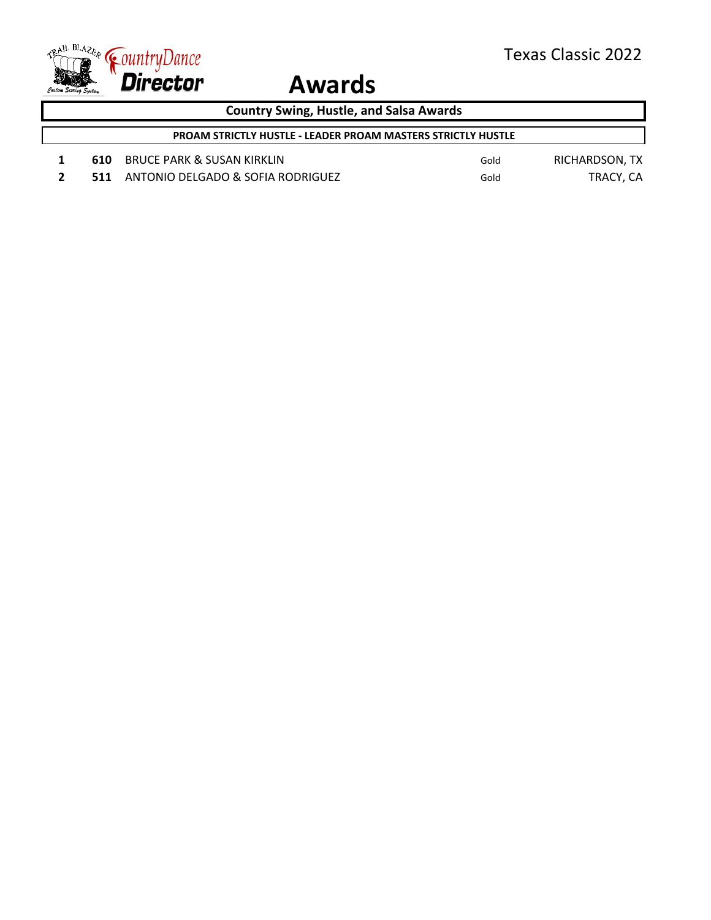# Awards

Texas Classic 2022

## Country Swing, Hustle, and Salsa Awards

### PROAM STRICTLY HUSTLE - LEADER PROAM MASTERS STRICTLY HUSTLE

| Place | No. | Couple | Level | Location |
|---|---|---|---|---|
| 1 | **610** | BRUCE PARK & SUSAN KIRKLIN | Gold | RICHARDSON, TX |
| 2 | **511** | ANTONIO DELGADO & SOFIA RODRIGUEZ | Gold | TRACY, CA |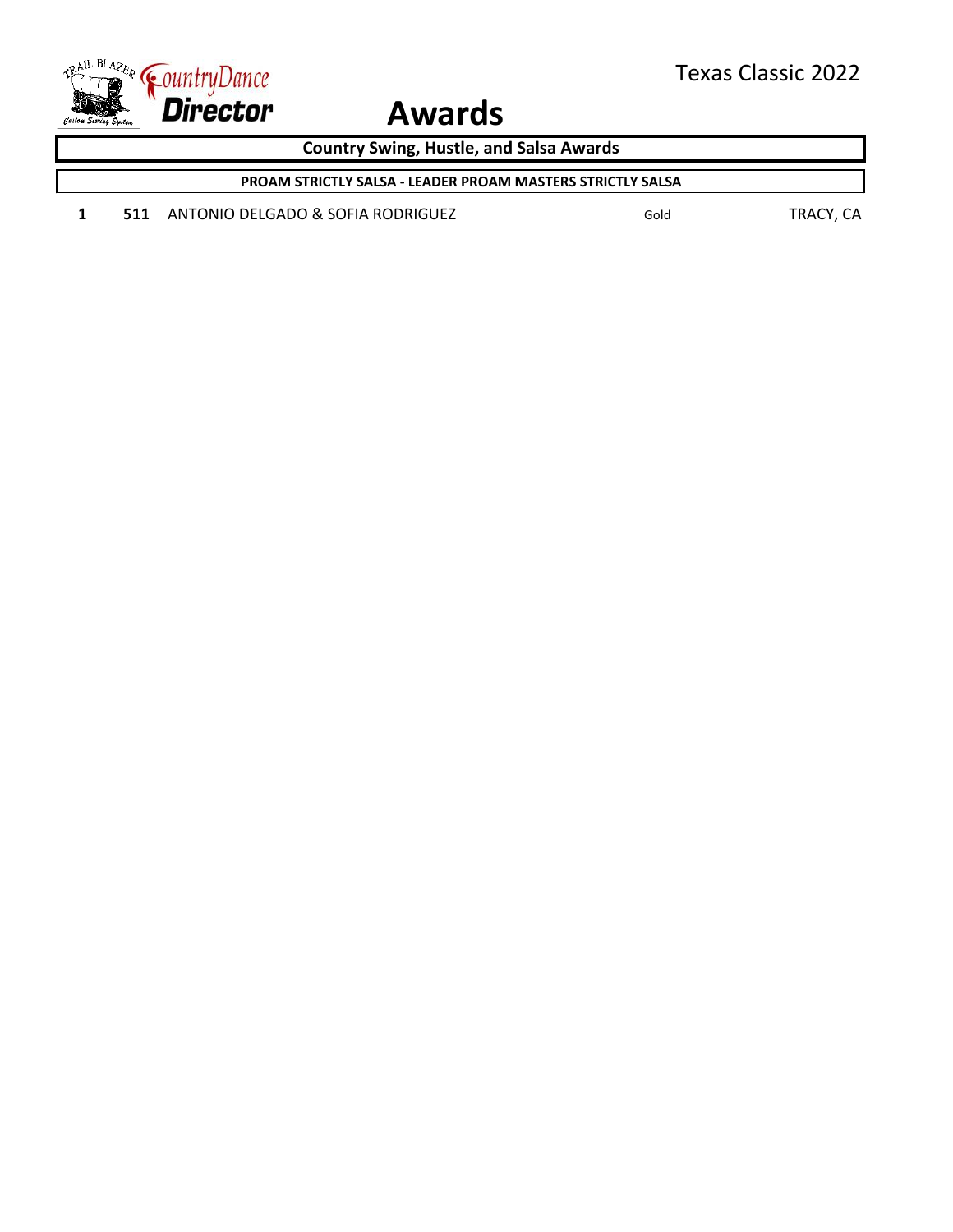# Awards

Texas Classic 2022

## Country Swing, Hustle, and Salsa Awards

### PROAM STRICTLY SALSA - LEADER PROAM MASTERS STRICTLY SALSA

| Place | No. | Couple | Level | Location |
| --- | --- | --- | --- | --- |
| **1** | **511** | ANTONIO DELGADO & SOFIA RODRIGUEZ | Gold | TRACY, CA |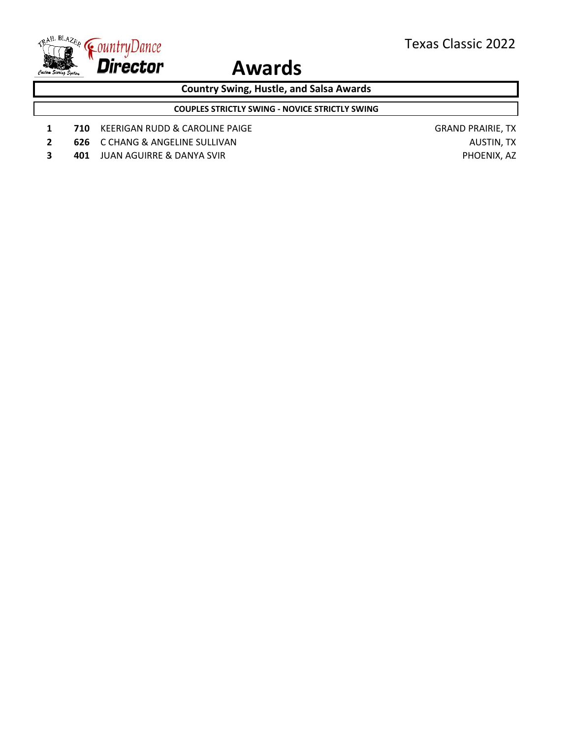Texas Classic 2022

# Awards

## Country Swing, Hustle, and Salsa Awards

### COUPLES STRICTLY SWING - NOVICE STRICTLY SWING

| Place | No. | Couple | Location |
|---|---|---|---|
| 1 | **710** | KEERIGAN RUDD & CAROLINE PAIGE | GRAND PRAIRIE, TX |
| 2 | **626** | C CHANG & ANGELINE SULLIVAN | AUSTIN, TX |
| 3 | **401** | JUAN AGUIRRE & DANYA SVIR | PHOENIX, AZ |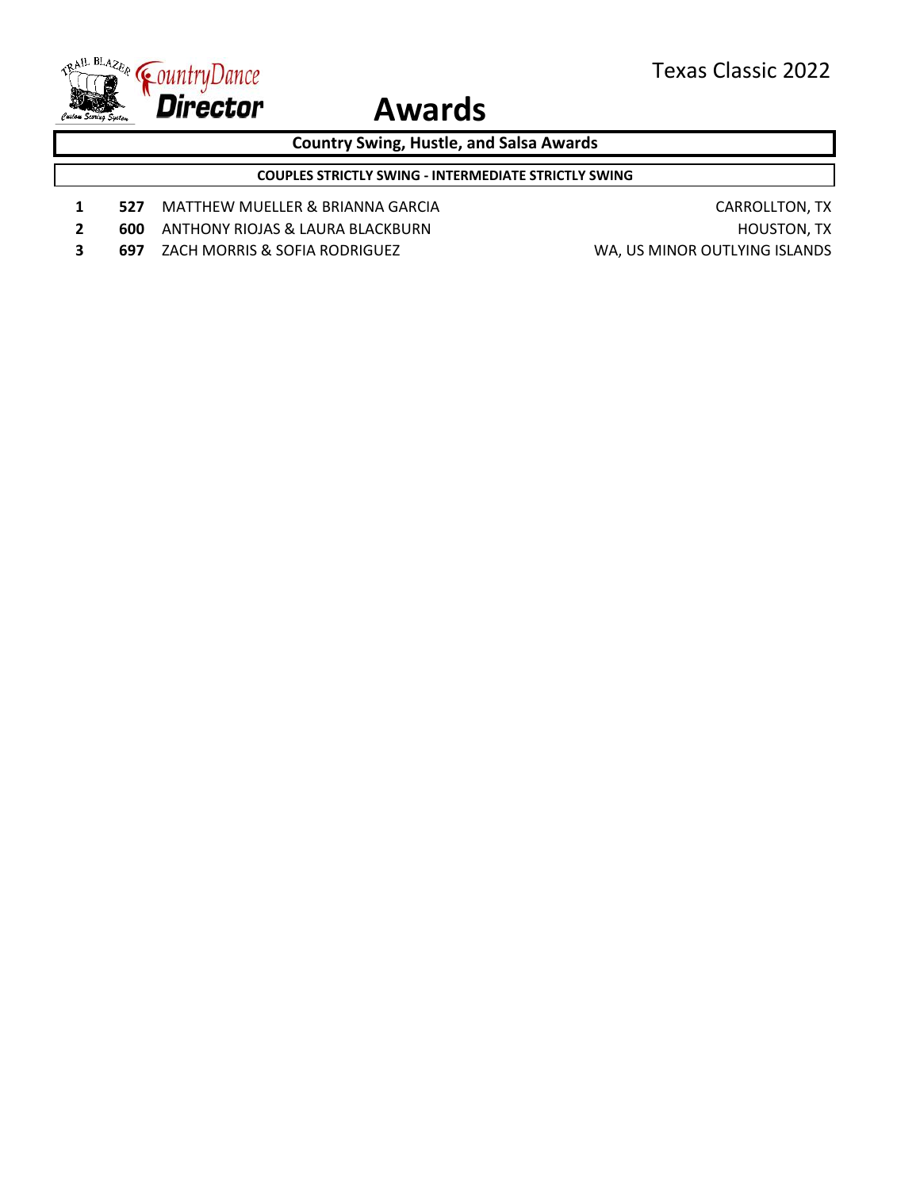# Awards

Texas Classic 2022

## Country Swing, Hustle, and Salsa Awards

### COUPLES STRICTLY SWING - INTERMEDIATE STRICTLY SWING

| Place | No. | Couple | Location |
|---|---|---|---|
| 1 | **527** | MATTHEW MUELLER & BRIANNA GARCIA | CARROLLTON, TX |
| 2 | **600** | ANTHONY RIOJAS & LAURA BLACKBURN | HOUSTON, TX |
| 3 | **697** | ZACH MORRIS & SOFIA RODRIGUEZ | WA, US MINOR OUTLYING ISLANDS |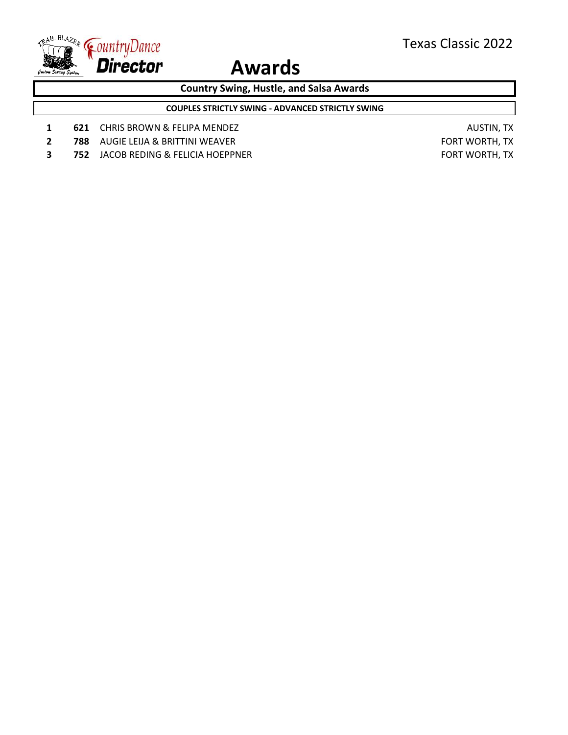# Awards

Texas Classic 2022

## Country Swing, Hustle, and Salsa Awards

### COUPLES STRICTLY SWING - ADVANCED STRICTLY SWING

| Place | No. | Couple | City |
|---|---|---|---|
| **1** | **621** | CHRIS BROWN & FELIPA MENDEZ | AUSTIN, TX |
| **2** | **788** | AUGIE LEIJA & BRITTINI WEAVER | FORT WORTH, TX |
| **3** | **752** | JACOB REDING & FELICIA HOEPPNER | FORT WORTH, TX |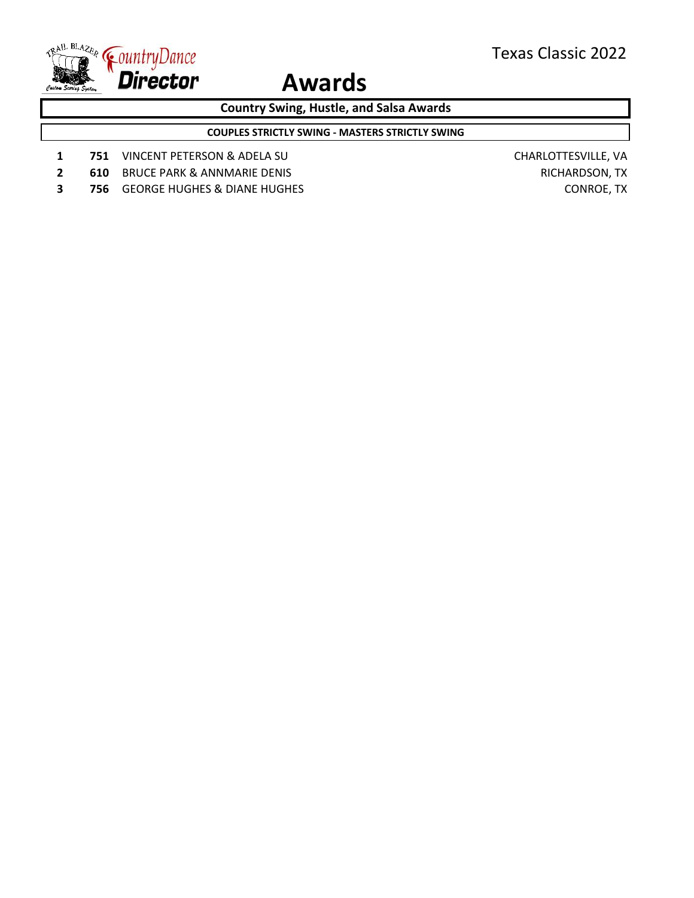# Awards

## Country Swing, Hustle, and Salsa Awards

### COUPLES STRICTLY SWING - MASTERS STRICTLY SWING

| Place | No. | Couple | Location |
|---|---|---|---|
| 1 | **751** | VINCENT PETERSON & ADELA SU | CHARLOTTESVILLE, VA |
| 2 | **610** | BRUCE PARK & ANNMARIE DENIS | RICHARDSON, TX |
| 3 | **756** | GEORGE HUGHES & DIANE HUGHES | CONROE, TX |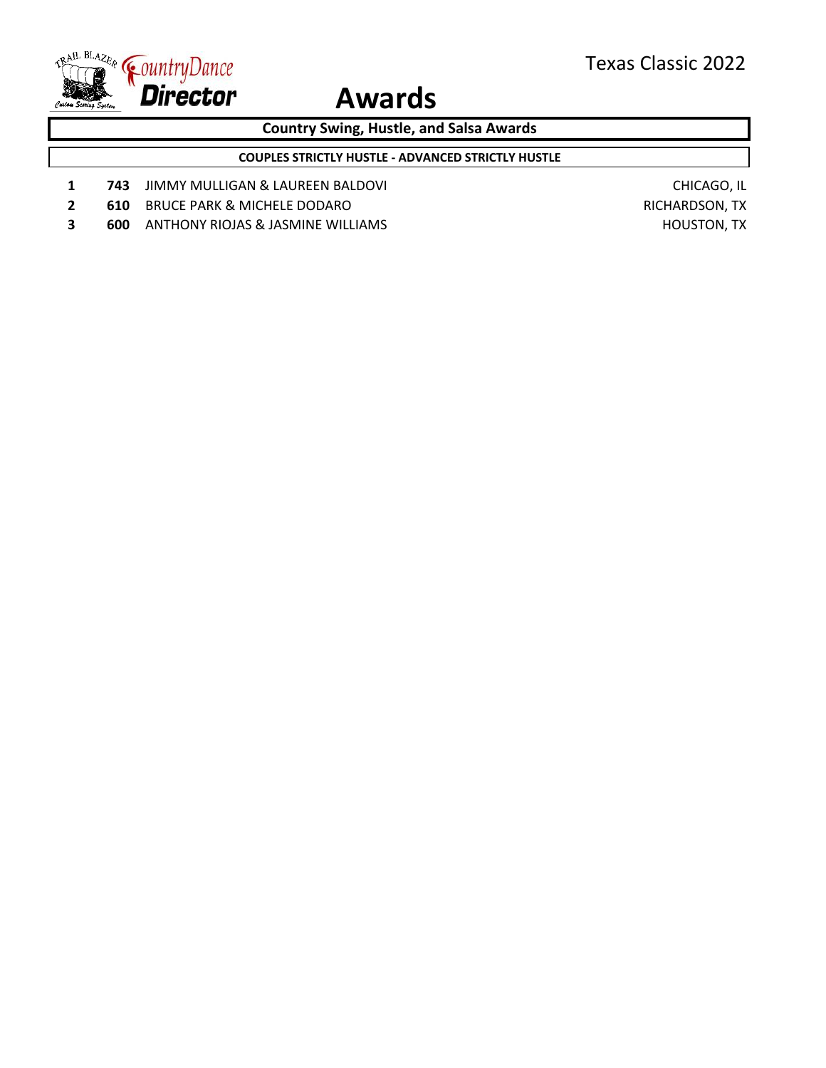# Awards

Texas Classic 2022

## Country Swing, Hustle, and Salsa Awards

### COUPLES STRICTLY HUSTLE - ADVANCED STRICTLY HUSTLE

| Place | No. | Couple | Location |
|---|---|---|---|
| 1 | **743** | JIMMY MULLIGAN & LAUREEN BALDOVI | CHICAGO, IL |
| 2 | **610** | BRUCE PARK & MICHELE DODARO | RICHARDSON, TX |
| 3 | **600** | ANTHONY RIOJAS & JASMINE WILLIAMS | HOUSTON, TX |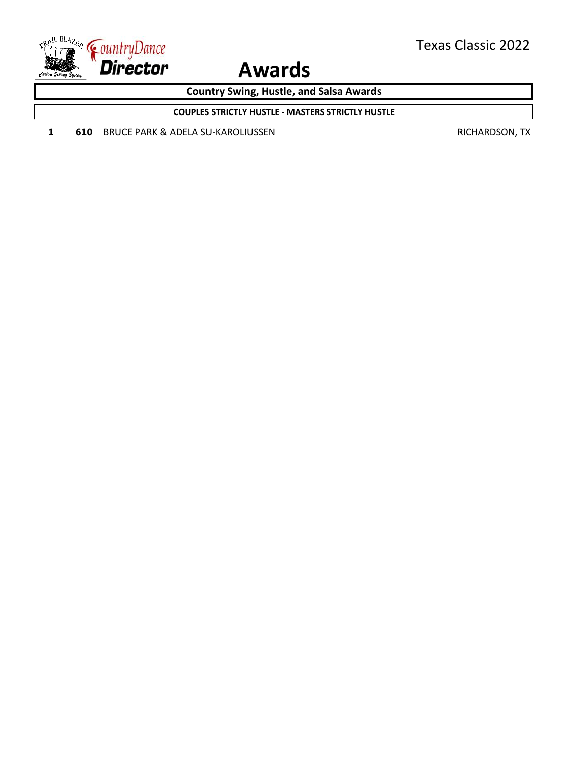# Awards

Texas Classic 2022

## Country Swing, Hustle, and Salsa Awards

### COUPLES STRICTLY HUSTLE - MASTERS STRICTLY HUSTLE

| Place | No. | Name | Location |
|---|---|---|---|
| 1 | **610** | BRUCE PARK & ADELA SU-KAROLIUSSEN | RICHARDSON, TX |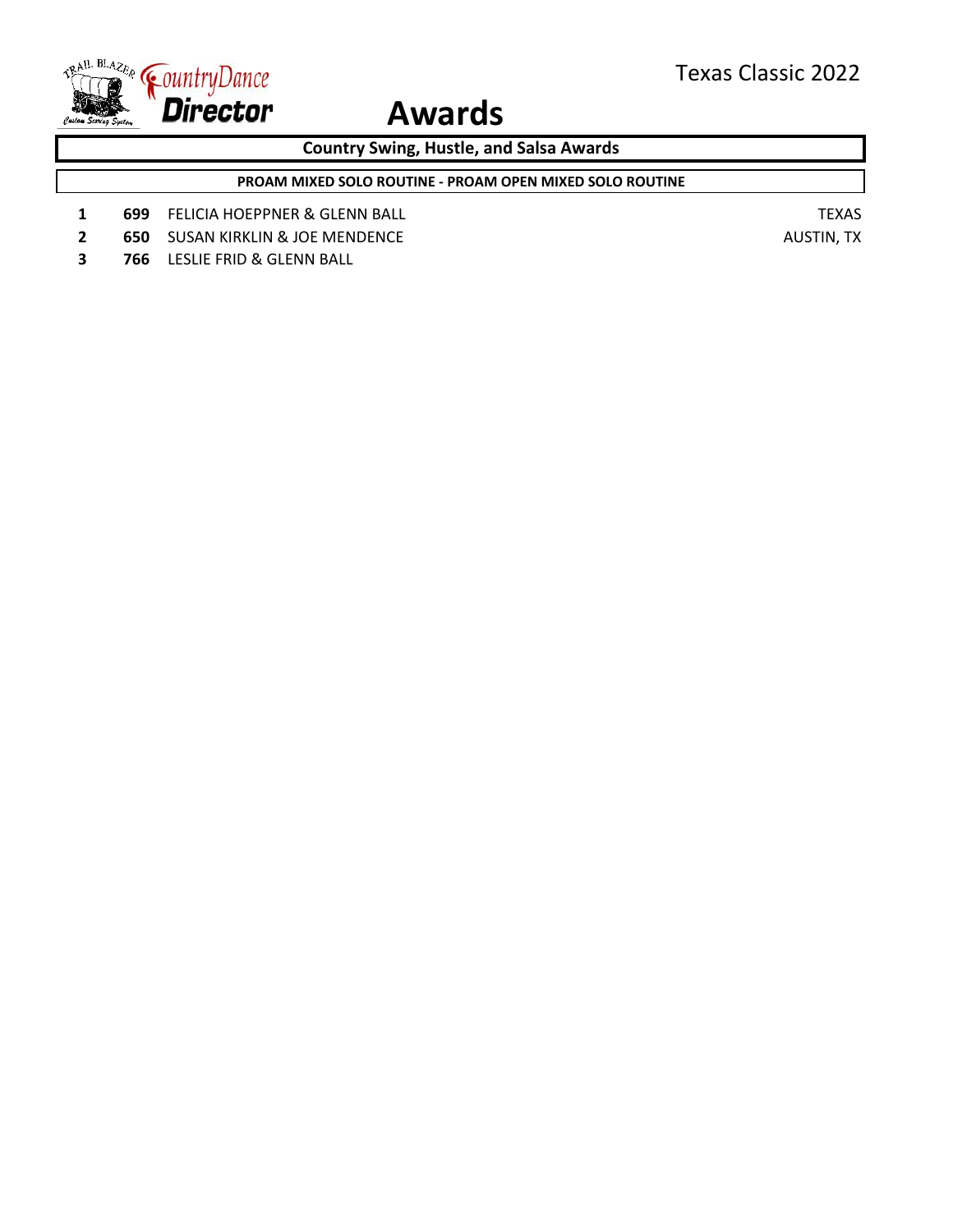# Awards

Texas Classic 2022

## Country Swing, Hustle, and Salsa Awards

### PROAM MIXED SOLO ROUTINE - PROAM OPEN MIXED SOLO ROUTINE

| Place | No. | Name | Location |
|---|---|---|---|
| 1 | **699** | FELICIA HOEPPNER & GLENN BALL | TEXAS |
| 2 | **650** | SUSAN KIRKLIN & JOE MENDENCE | AUSTIN, TX |
| 3 | **766** | LESLIE FRID & GLENN BALL | |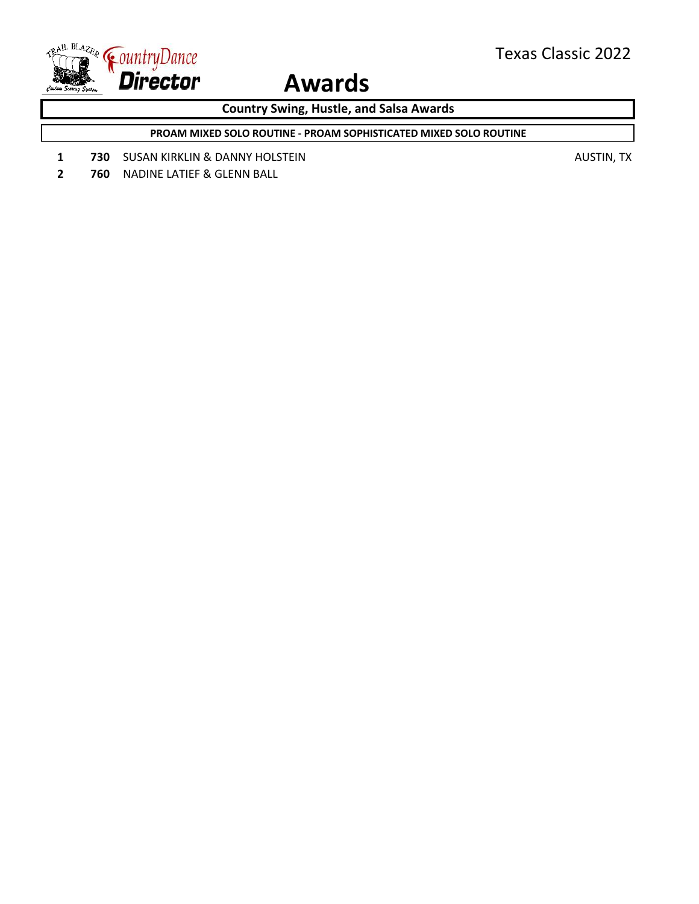# Awards

Texas Classic 2022

## Country Swing, Hustle, and Salsa Awards

### PROAM MIXED SOLO ROUTINE - PROAM SOPHISTICATED MIXED SOLO ROUTINE

| Place | No. | Name | Location |
|---|---|---|---|
| **1** | **730** | SUSAN KIRKLIN & DANNY HOLSTEIN | AUSTIN, TX |
| **2** | **760** | NADINE LATIEF & GLENN BALL | |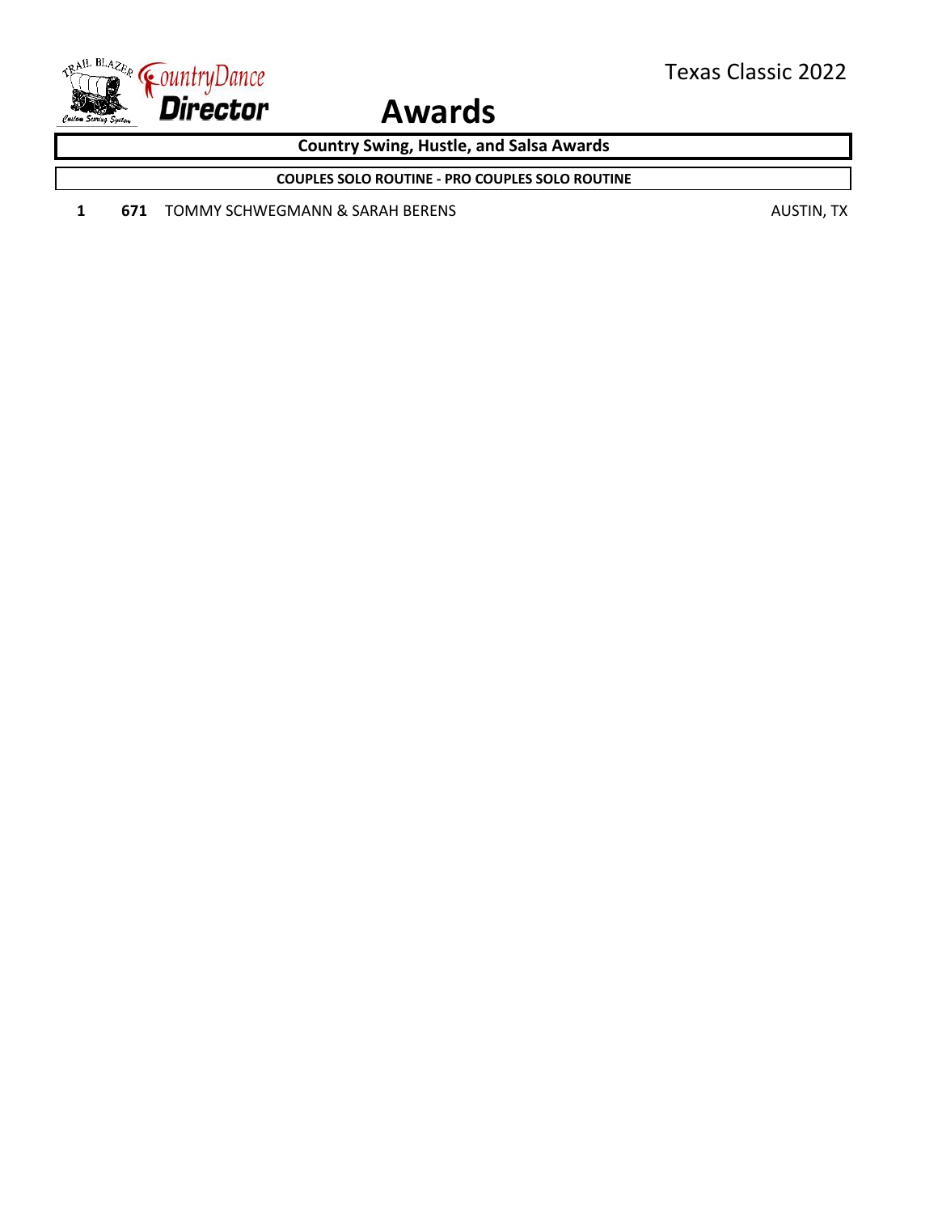# Awards

Texas Classic 2022

## Country Swing, Hustle, and Salsa Awards

### COUPLES SOLO ROUTINE - PRO COUPLES SOLO ROUTINE

| Place | No. | Name | Location |
|---|---|---|---|
| **1** | **671** | TOMMY SCHWEGMANN & SARAH BERENS | AUSTIN, TX |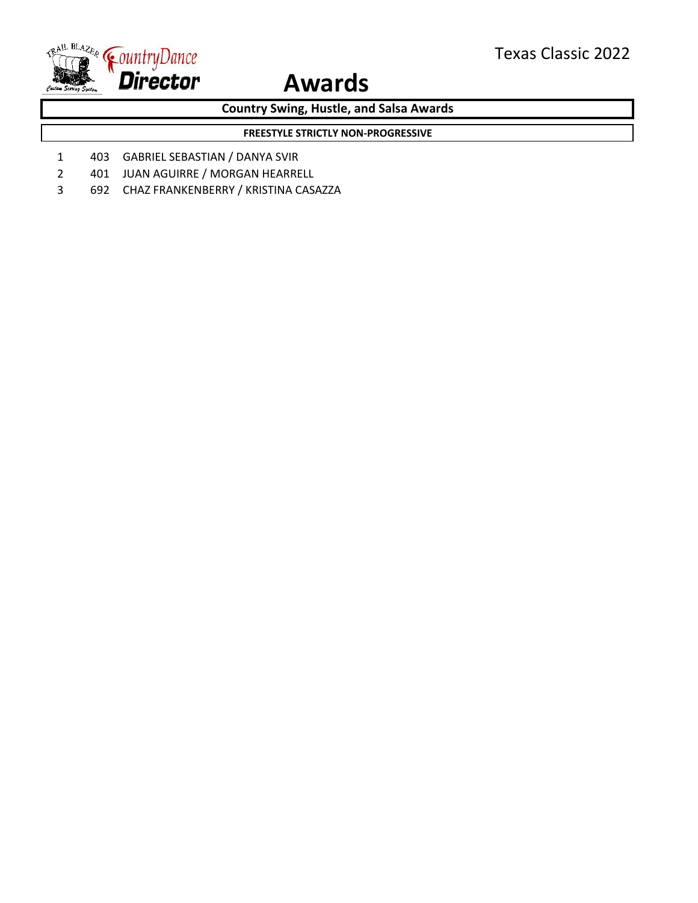# Awards

Texas Classic 2022

## Country Swing, Hustle, and Salsa Awards

### FREESTYLE STRICTLY NON-PROGRESSIVE

| Place | Number | Couple |
|---|---|---|
| 1 | 403 | GABRIEL SEBASTIAN / DANYA SVIR |
| 2 | 401 | JUAN AGUIRRE / MORGAN HEARRELL |
| 3 | 692 | CHAZ FRANKENBERRY / KRISTINA CASAZZA |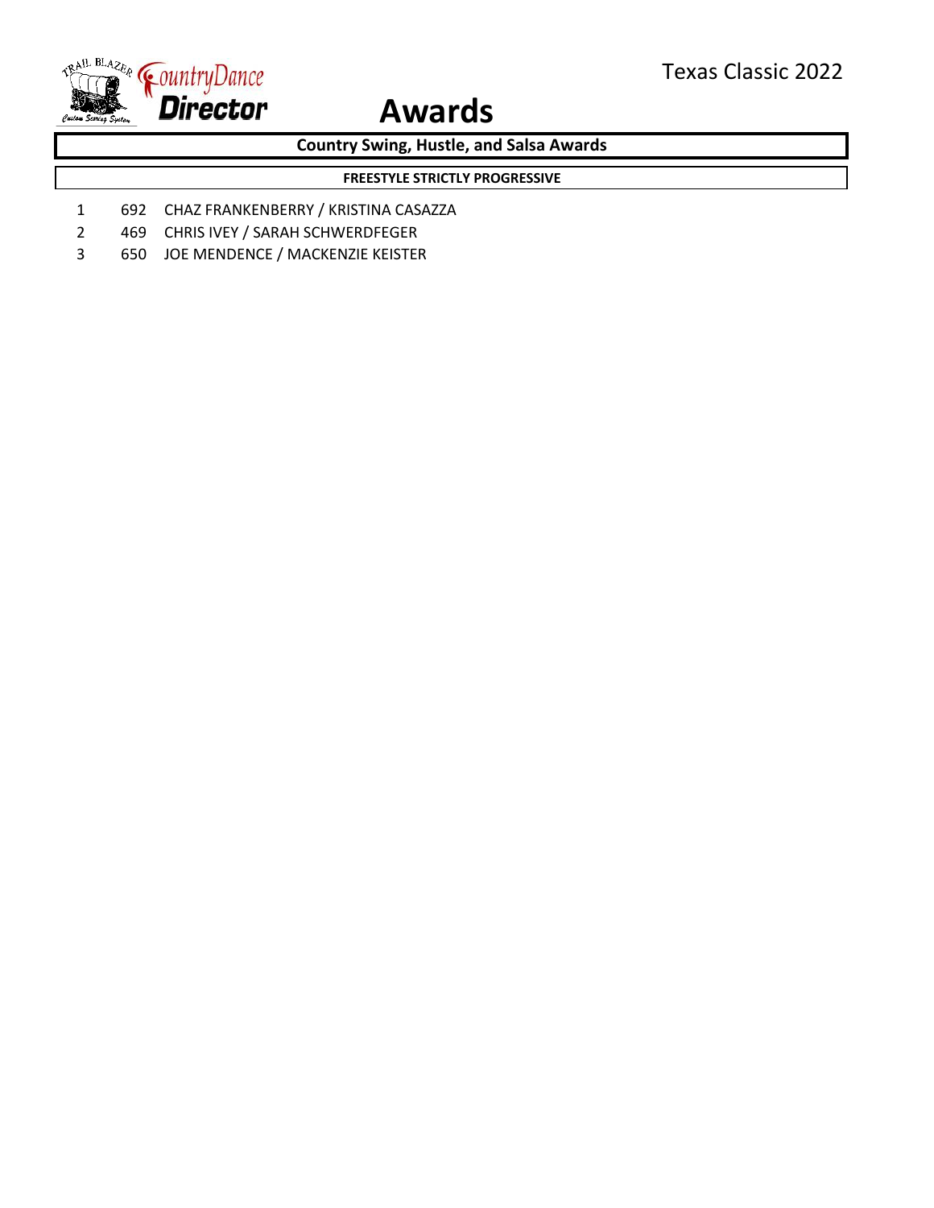# Awards

Texas Classic 2022

## Country Swing, Hustle, and Salsa Awards

### FREESTYLE STRICTLY PROGRESSIVE

| | | |
|---|---|---|
| 1 | 692 | CHAZ FRANKENBERRY / KRISTINA CASAZZA |
| 2 | 469 | CHRIS IVEY / SARAH SCHWERDFEGER |
| 3 | 650 | JOE MENDENCE / MACKENZIE KEISTER |